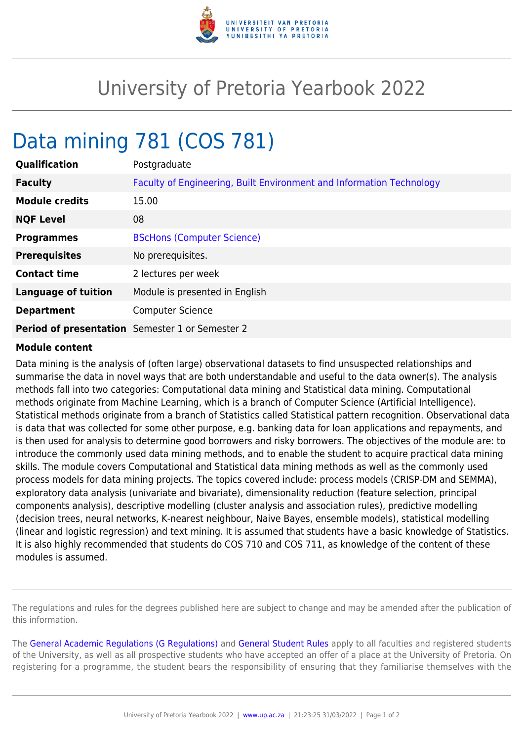# University of Pretoria Yearbook 2022

## Data mining 781 (COS 781)

| | |
|---|---|
| **Qualification** | Postgraduate |
| **Faculty** | Faculty of Engineering, Built Environment and Information Technology |
| **Module credits** | 15.00 |
| **NQF Level** | 08 |
| **Programmes** | BScHons (Computer Science) |
| **Prerequisites** | No prerequisites. |
| **Contact time** | 2 lectures per week |
| **Language of tuition** | Module is presented in English |
| **Department** | Computer Science |
| **Period of presentation** | Semester 1 or Semester 2 |

**Module content**

Data mining is the analysis of (often large) observational datasets to find unsuspected relationships and summarise the data in novel ways that are both understandable and useful to the data owner(s). The analysis methods fall into two categories: Computational data mining and Statistical data mining. Computational methods originate from Machine Learning, which is a branch of Computer Science (Artificial Intelligence). Statistical methods originate from a branch of Statistics called Statistical pattern recognition. Observational data is data that was collected for some other purpose, e.g. banking data for loan applications and repayments, and is then used for analysis to determine good borrowers and risky borrowers. The objectives of the module are: to introduce the commonly used data mining methods, and to enable the student to acquire practical data mining skills. The module covers Computational and Statistical data mining methods as well as the commonly used process models for data mining projects. The topics covered include: process models (CRISP-DM and SEMMA), exploratory data analysis (univariate and bivariate), dimensionality reduction (feature selection, principal components analysis), descriptive modelling (cluster analysis and association rules), predictive modelling (decision trees, neural networks, K-nearest neighbour, Naive Bayes, ensemble models), statistical modelling (linear and logistic regression) and text mining. It is assumed that students have a basic knowledge of Statistics. It is also highly recommended that students do COS 710 and COS 711, as knowledge of the content of these modules is assumed.

The regulations and rules for the degrees published here are subject to change and may be amended after the publication of this information.

The General Academic Regulations (G Regulations) and General Student Rules apply to all faculties and registered students of the University, as well as all prospective students who have accepted an offer of a place at the University of Pretoria. On registering for a programme, the student bears the responsibility of ensuring that they familiarise themselves with the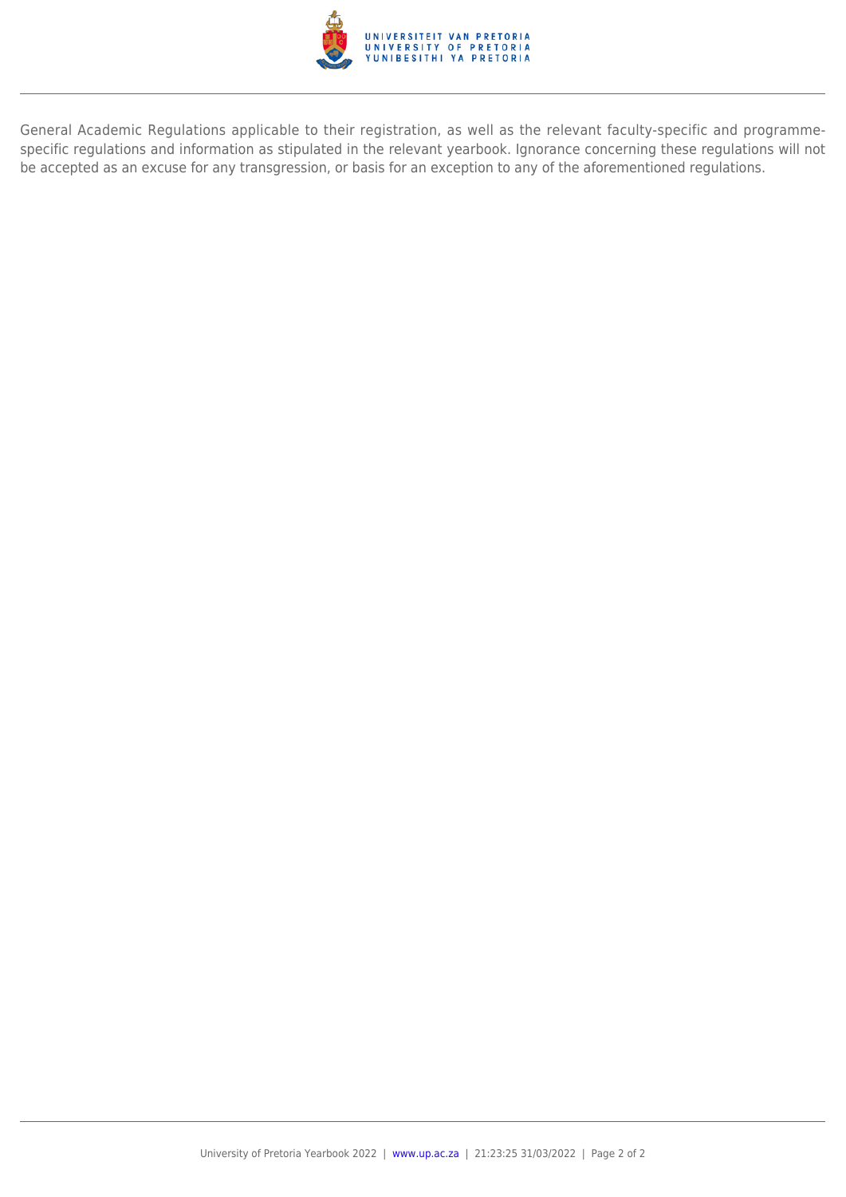General Academic Regulations applicable to their registration, as well as the relevant faculty-specific and programme-specific regulations and information as stipulated in the relevant yearbook. Ignorance concerning these regulations will not be accepted as an excuse for any transgression, or basis for an exception to any of the aforementioned regulations.